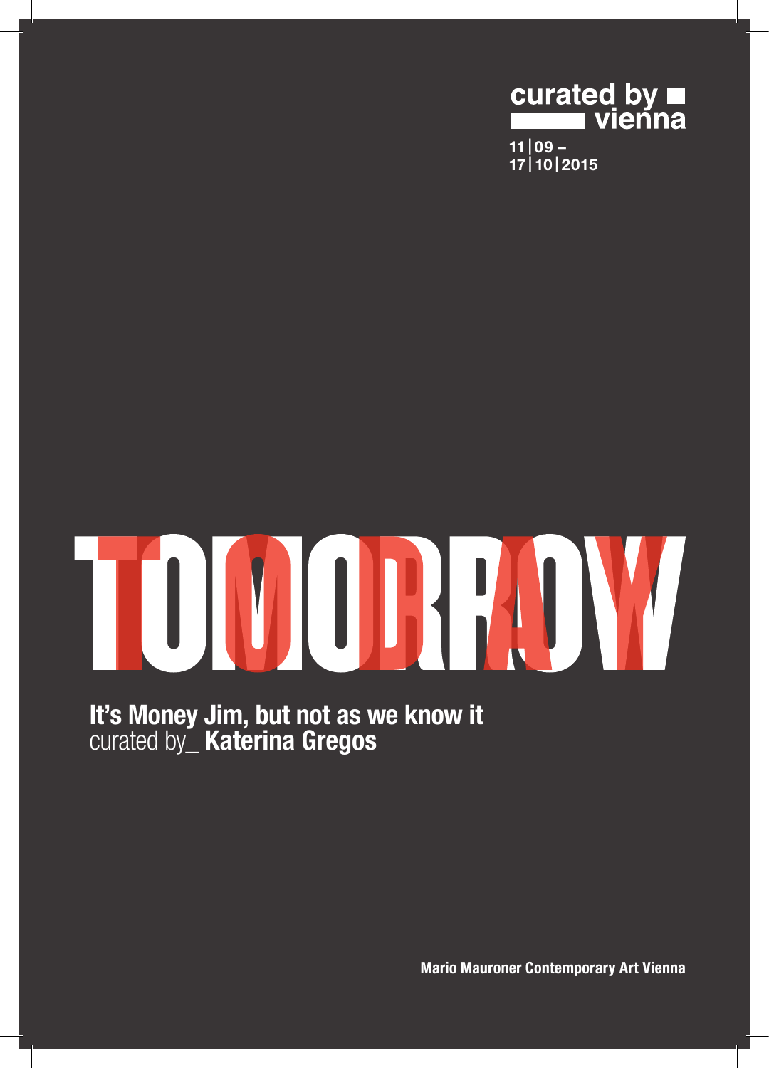curated by vienna

11|09 –
17|10|2015

# TOMORROW

**It's Money Jim, but not as we know it**
curated by_ **Katerina Gregos**

**Mario Mauroner Contemporary Art Vienna**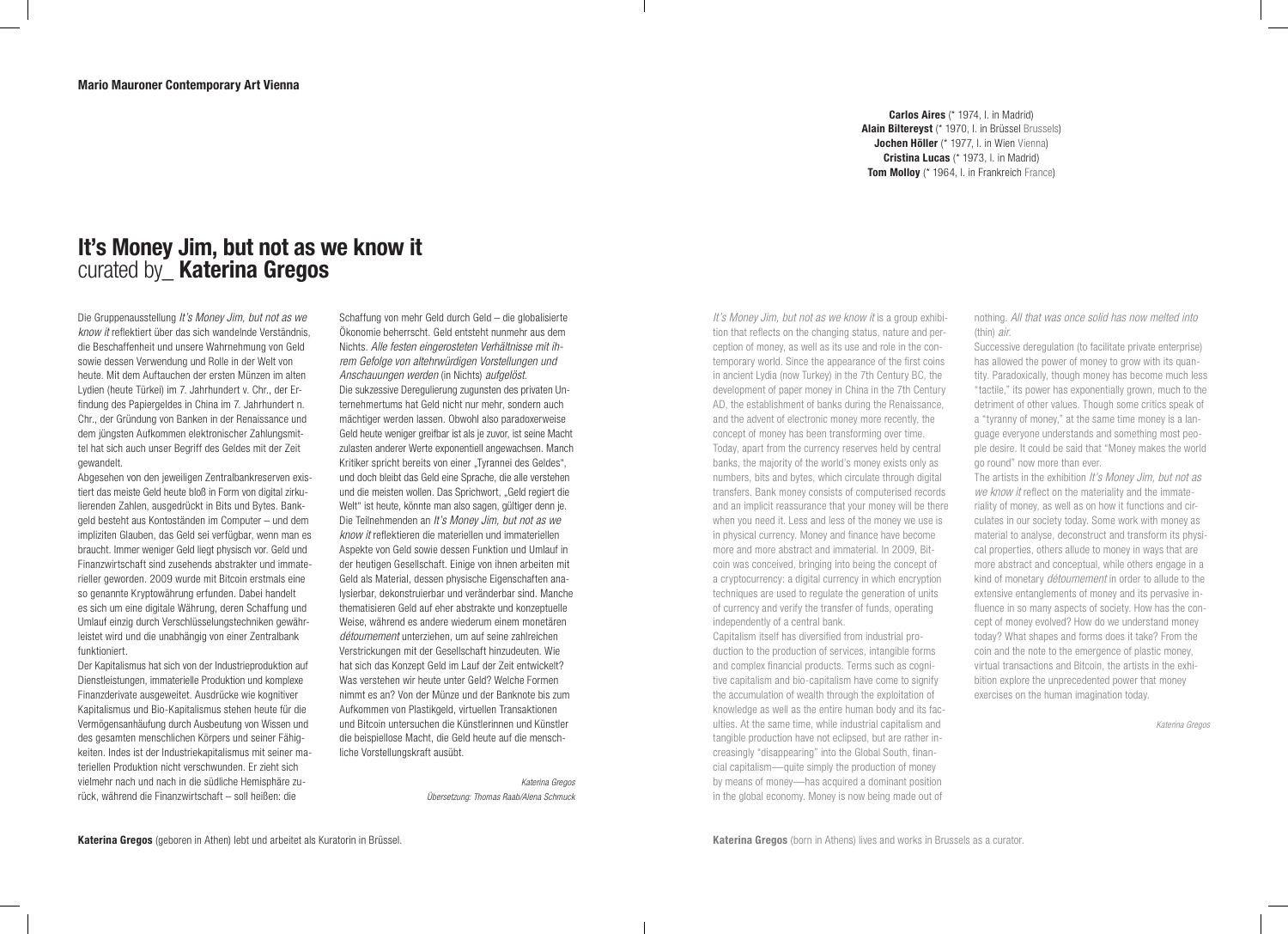**Mario Mauroner Contemporary Art Vienna**

**Carlos Aires** (* 1974, l. in Madrid)
**Alain Biltereyst** (* 1970, l. in Brüssel Brussels)
**Jochen Höller** (* 1977, l. in Wien Vienna)
**Cristina Lucas** (* 1973, l. in Madrid)
**Tom Molloy** (* 1964, l. in Frankreich France)

# It's Money Jim, but not as we know it
curated by_ **Katerina Gregos**

Die Gruppenausstellung *It's Money Jim, but not as we know it* reflektiert über das sich wandelnde Verständnis, die Beschaffenheit und unsere Wahrnehmung von Geld sowie dessen Verwendung und Rolle in der Welt von heute. Mit dem Auftauchen der ersten Münzen im alten Lydien (heute Türkei) im 7. Jahrhundert v. Chr., der Erfindung des Papiergeldes in China im 7. Jahrhundert n. Chr., der Gründung von Banken in der Renaissance und dem jüngsten Aufkommen elektronischer Zahlungsmittel hat sich auch unser Begriff des Geldes mit der Zeit gewandelt.

Abgesehen von den jeweiligen Zentralbankreserven existiert das meiste Geld heute bloß in Form von digital zirkulierenden Zahlen, ausgedrückt in Bits und Bytes. Bankgeld besteht aus Kontoständen im Computer – und dem impliziten Glauben, das Geld sei verfügbar, wenn man es braucht. Immer weniger Geld liegt physisch vor. Geld und Finanzwirtschaft sind zusehends abstrakter und immaterieller geworden. 2009 wurde mit Bitcoin erstmals eine so genannte Kryptowährung erfunden. Dabei handelt es sich um eine digitale Währung, deren Schaffung und Umlauf einzig durch Verschlüsselungstechniken gewährleistet wird und die unabhängig von einer Zentralbank funktioniert.

Der Kapitalismus hat sich von der Industrieproduktion auf Dienstleistungen, immaterielle Produktion und komplexe Finanzderivate ausgeweitet. Ausdrücke wie kognitiver Kapitalismus und Bio-Kapitalismus stehen heute für die Vermögensanhäufung durch Ausbeutung von Wissen und des gesamten menschlichen Körpers und seiner Fähigkeiten. Indes ist der Industriekapitalismus mit seiner materiellen Produktion nicht verschwunden. Er zieht sich vielmehr nach und nach in die südliche Hemisphäre zurück, während die Finanzwirtschaft – soll heißen: die Schaffung von mehr Geld durch Geld – die globalisierte Ökonomie beherrscht. Geld entsteht nunmehr aus dem Nichts. *Alle festen eingerosteten Verhältnisse mit ihrem Gefolge von altehrwürdigen Vorstellungen und Anschauungen werden* (in Nichts) *aufgelöst.*

Die sukzessive Deregulierung zugunsten des privaten Unternehmertums hat Geld nicht nur mehr, sondern auch mächtiger werden lassen. Obwohl also paradoxerweise Geld heute weniger greifbar ist als je zuvor, ist seine Macht zulasten anderer Werte exponentiell angewachsen. Manch Kritiker spricht bereits von einer „Tyrannei des Geldes", und doch bleibt das Geld eine Sprache, die alle verstehen und die meisten wollen. Das Sprichwort, „Geld regiert die Welt" ist heute, könnte man also sagen, gültiger denn je. Die Teilnehmenden an *It's Money Jim, but not as we know it* reflektieren die materiellen und immateriellen Aspekte von Geld sowie dessen Funktion und Umlauf in der heutigen Gesellschaft. Einige von ihnen arbeiten mit Geld als Material, dessen physische Eigenschaften analysierbar, dekonstruierbar und veränderbar sind. Manche thematisieren Geld auf eher abstrakte und konzeptuelle Weise, während es andere wiederum einem monetären *détournement* unterziehen, um auf seine zahlreichen Verstrickungen mit der Gesellschaft hinzudeuten. Wie hat sich das Konzept Geld im Lauf der Zeit entwickelt? Was verstehen wir heute unter Geld? Welche Formen nimmt es an? Von der Münze und der Banknote bis zum Aufkommen von Plastikgeld, virtuellen Transaktionen und Bitcoin untersuchen die Künstlerinnen und Künstler die beispiellose Macht, die Geld heute auf die menschliche Vorstellungskraft ausübt.

*Katerina Gregos*
*Übersetzung: Thomas Raab/Alena Schmuck*

**Katerina Gregos** (geboren in Athen) lebt und arbeitet als Kuratorin in Brüssel.

*It's Money Jim, but not as we know it* is a group exhibition that reflects on the changing status, nature and perception of money, as well as its use and role in the contemporary world. Since the appearance of the first coins in ancient Lydia (now Turkey) in the 7th Century BC, the development of paper money in China in the 7th Century AD, the establishment of banks during the Renaissance, and the advent of electronic money more recently, the concept of money has been transforming over time. Today, apart from the currency reserves held by central banks, the majority of the world's money exists only as numbers, bits and bytes, which circulate through digital transfers. Bank money consists of computerised records and an implicit reassurance that your money will be there when you need it. Less and less of the money we use is in physical currency. Money and finance have become more and more abstract and immaterial. In 2009, Bitcoin was conceived, bringing into being the concept of a cryptocurrency: a digital currency in which encryption techniques are used to regulate the generation of units of currency and verify the transfer of funds, operating independently of a central bank.

Capitalism itself has diversified from industrial production to the production of services, intangible forms and complex financial products. Terms such as cognitive capitalism and bio-capitalism have come to signify the accumulation of wealth through the exploitation of knowledge as well as the entire human body and its faculties. At the same time, while industrial capitalism and tangible production have not eclipsed, but are rather increasingly "disappearing" into the Global South, financial capitalism—quite simply the production of money by means of money—has acquired a dominant position in the global economy. Money is now being made out of nothing. *All that was once solid has now melted into* (thin) *air*.

Successive deregulation (to facilitate private enterprise) has allowed the power of money to grow with its quantity. Paradoxically, though money has become much less "tactile," its power has exponentially grown, much to the detriment of other values. Though some critics speak of a "tyranny of money," at the same time money is a language everyone understands and something most people desire. It could be said that "Money makes the world go round" now more than ever.

The artists in the exhibition *It's Money Jim, but not as we know it* reflect on the materiality and the immateriality of money, as well as on how it functions and circulates in our society today. Some work with money as material to analyse, deconstruct and transform its physical properties, others allude to money in ways that are more abstract and conceptual, while others engage in a kind of monetary *détournement* in order to allude to the extensive entanglements of money and its pervasive influence in so many aspects of society. How has the concept of money evolved? How do we understand money today? What shapes and forms does it take? From the coin and the note to the emergence of plastic money, virtual transactions and Bitcoin, the artists in the exhibition explore the unprecedented power that money exercises on the human imagination today.

*Katerina Gregos*

**Katerina Gregos** (born in Athens) lives and works in Brussels as a curator.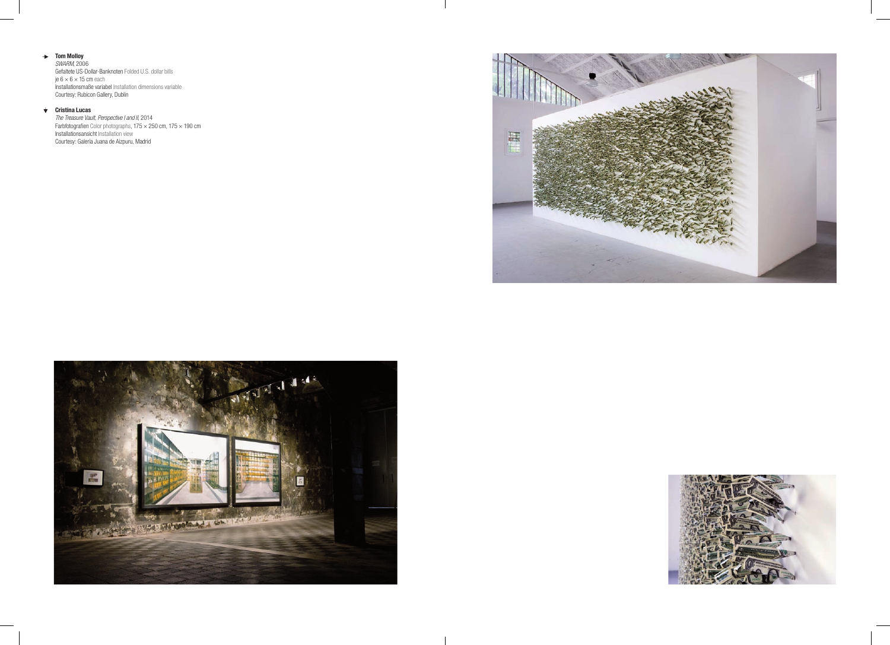→ **Tom Molloy**
*SWARM*, 2006
Gefaltete US-Dollar-Banknoten Folded U.S. dollar bills
je 6 × 6 × 15 cm each
Installationsmaße variabel Installation dimensions variable
Courtesy: Rubicon Gallery, Dublin

↓ **Cristina Lucas**
*The Treasure Vault, Perspective I and II*, 2014
Farbfotografien Color photographs, 175 × 250 cm, 175 × 190 cm
Installationsansicht Installation view
Courtesy: Galería Juana de Aizpuru, Madrid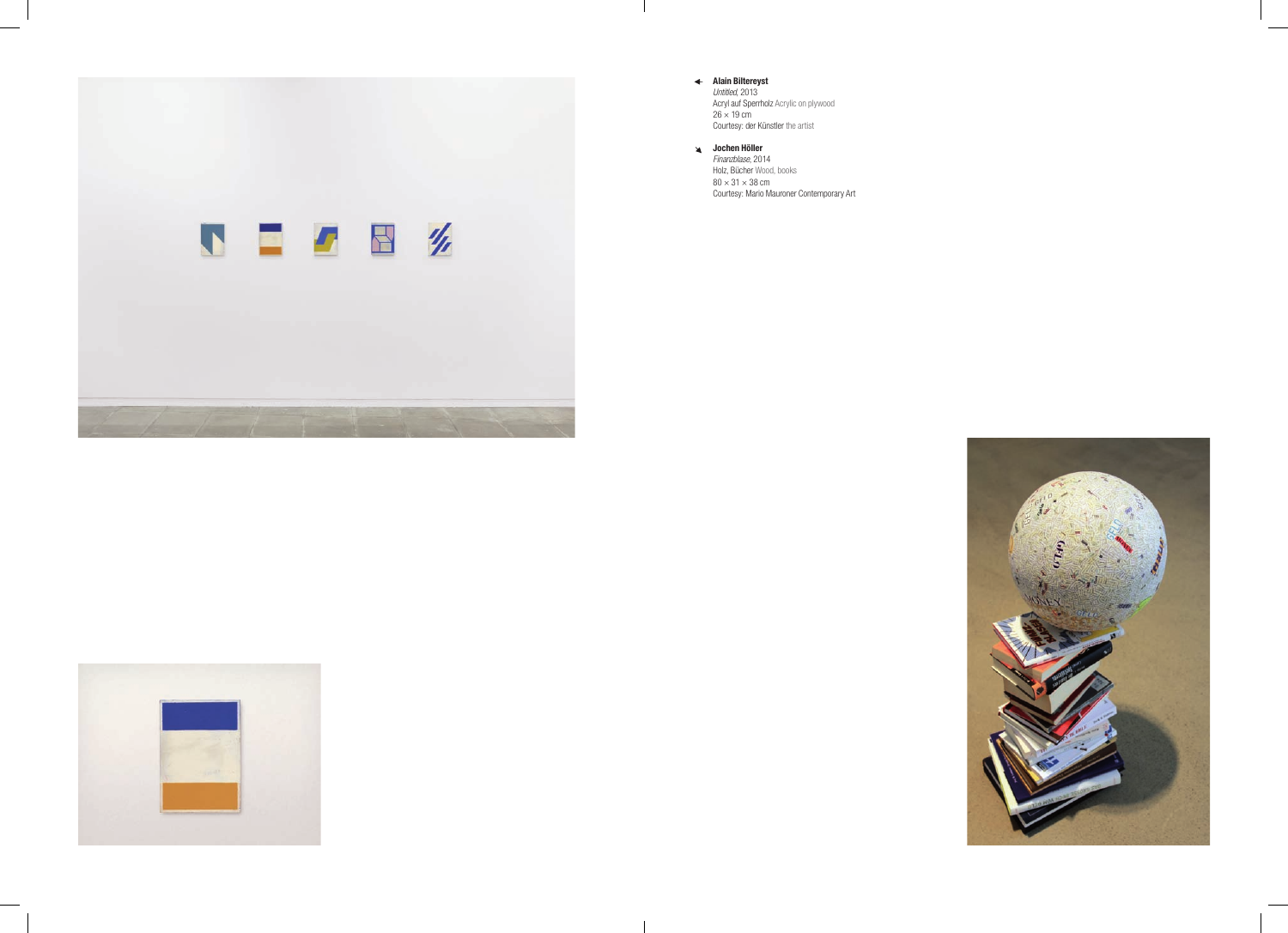◄ **Alain Biltereyst**
*Untitled*, 2013
Acryl auf Sperrholz Acrylic on plywood
26 × 19 cm
Courtesy: der Künstler the artist

↘ **Jochen Höller**
*Finanzblase*, 2014
Holz, Bücher Wood, books
80 × 31 × 38 cm
Courtesy: Mario Mauroner Contemporary Art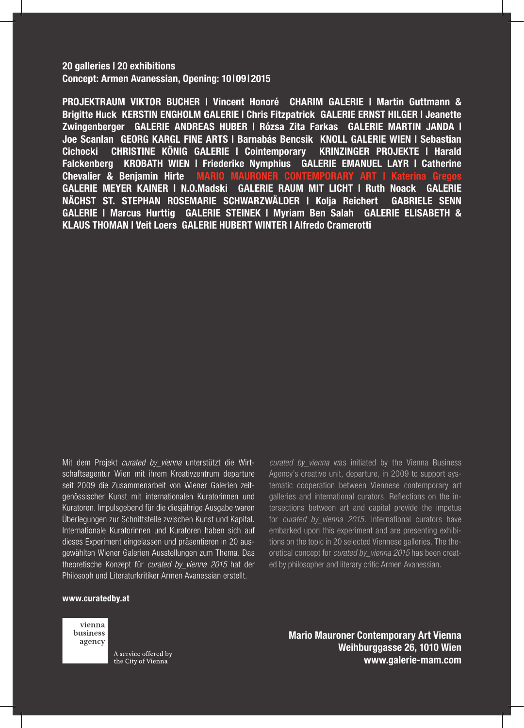**20 galleries | 20 exhibitions**
**Concept: Armen Avanessian, Opening: 10|09|2015**

**PROJEKTRAUM VIKTOR BUCHER | Vincent Honoré CHARIM GALERIE | Martin Guttmann & Brigitte Huck KERSTIN ENGHOLM GALERIE | Chris Fitzpatrick GALERIE ERNST HILGER | Jeanette Zwingenberger GALERIE ANDREAS HUBER | Rózsa Zita Farkas GALERIE MARTIN JANDA | Joe Scanlan GEORG KARGL FINE ARTS | Barnabás Bencsik KNOLL GALERIE WIEN | Sebastian Cichocki CHRISTINE KÖNIG GALERIE | Cointemporary KRINZINGER PROJEKTE | Harald Falckenberg KROBATH WIEN | Friederike Nymphius GALERIE EMANUEL LAYR | Catherine Chevalier & Benjamin Hirte MARIO MAURONER CONTEMPORARY ART | Katerina Gregos GALERIE MEYER KAINER | N.O.Madski GALERIE RAUM MIT LICHT | Ruth Noack GALERIE NÄCHST ST. STEPHAN ROSEMARIE SCHWARZWÄLDER | Kolja Reichert GABRIELE SENN GALERIE | Marcus Hurttig GALERIE STEINEK | Myriam Ben Salah GALERIE ELISABETH & KLAUS THOMAN | Veit Loers GALERIE HUBERT WINTER | Alfredo Cramerotti**

Mit dem Projekt *curated by_vienna* unterstützt die Wirtschaftsagentur Wien mit ihrem Kreativzentrum departure seit 2009 die Zusammenarbeit von Wiener Galerien zeitgenössischer Kunst mit internationalen Kuratorinnen und Kuratoren. Impulsgebend für die diesjährige Ausgabe waren Überlegungen zur Schnittstelle zwischen Kunst und Kapital. Internationale Kuratorinnen und Kuratoren haben sich auf dieses Experiment eingelassen und präsentieren in 20 ausgewählten Wiener Galerien Ausstellungen zum Thema. Das theoretische Konzept für *curated by_vienna 2015* hat der Philosoph und Literaturkritiker Armen Avanessian erstellt.

*curated by_vienna* was initiated by the Vienna Business Agency's creative unit, departure, in 2009 to support systematic cooperation between Viennese contemporary art galleries and international curators. Reflections on the intersections between art and capital provide the impetus for *curated by_vienna 2015*. International curators have embarked upon this experiment and are presenting exhibitions on the topic in 20 selected Viennese galleries. The theoretical concept for *curated by_vienna 2015* has been created by philosopher and literary critic Armen Avanessian.

**www.curatedby.at**

vienna business agency

A service offered by the City of Vienna

**Mario Mauroner Contemporary Art Vienna**
**Weihburggasse 26, 1010 Wien**
**www.galerie-mam.com**